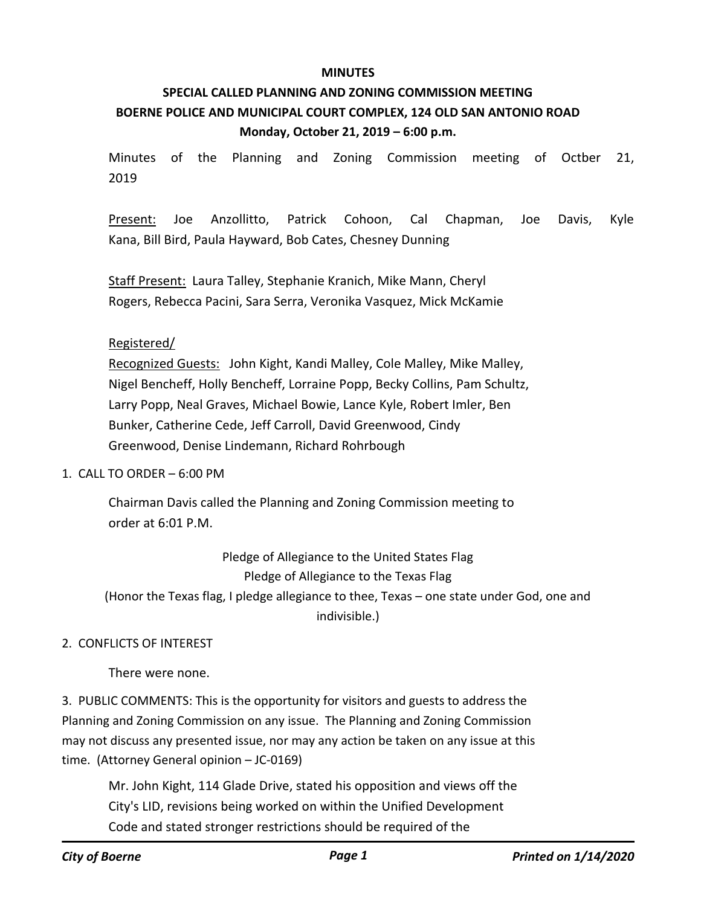**MINUTES**

**SPECIAL CALLED PLANNING AND ZONING COMMISSION MEETING**

**BOERNE POLICE AND MUNICIPAL COURT COMPLEX, 124 OLD SAN ANTONIO ROAD**

**Monday, October 21, 2019 – 6:00 p.m.**

Minutes of the Planning and Zoning Commission meeting of Octber 21, 2019

Present: Joe Anzollitto, Patrick Cohoon, Cal Chapman, Joe Davis, Kyle Kana, Bill Bird, Paula Hayward, Bob Cates, Chesney Dunning

Staff Present: Laura Talley, Stephanie Kranich, Mike Mann, Cheryl Rogers, Rebecca Pacini, Sara Serra, Veronika Vasquez, Mick McKamie

Registered/
Recognized Guests: John Kight, Kandi Malley, Cole Malley, Mike Malley, Nigel Bencheff, Holly Bencheff, Lorraine Popp, Becky Collins, Pam Schultz, Larry Popp, Neal Graves, Michael Bowie, Lance Kyle, Robert Imler, Ben Bunker, Catherine Cede, Jeff Carroll, David Greenwood, Cindy Greenwood, Denise Lindemann, Richard Rohrbough

1. CALL TO ORDER – 6:00 PM

Chairman Davis called the Planning and Zoning Commission meeting to order at 6:01 P.M.

Pledge of Allegiance to the United States Flag
Pledge of Allegiance to the Texas Flag
(Honor the Texas flag, I pledge allegiance to thee, Texas – one state under God, one and indivisible.)

2. CONFLICTS OF INTEREST

There were none.

3. PUBLIC COMMENTS: This is the opportunity for visitors and guests to address the Planning and Zoning Commission on any issue. The Planning and Zoning Commission may not discuss any presented issue, nor may any action be taken on any issue at this time. (Attorney General opinion – JC-0169)

Mr. John Kight, 114 Glade Drive, stated his opposition and views off the City's LID, revisions being worked on within the Unified Development Code and stated stronger restrictions should be required of the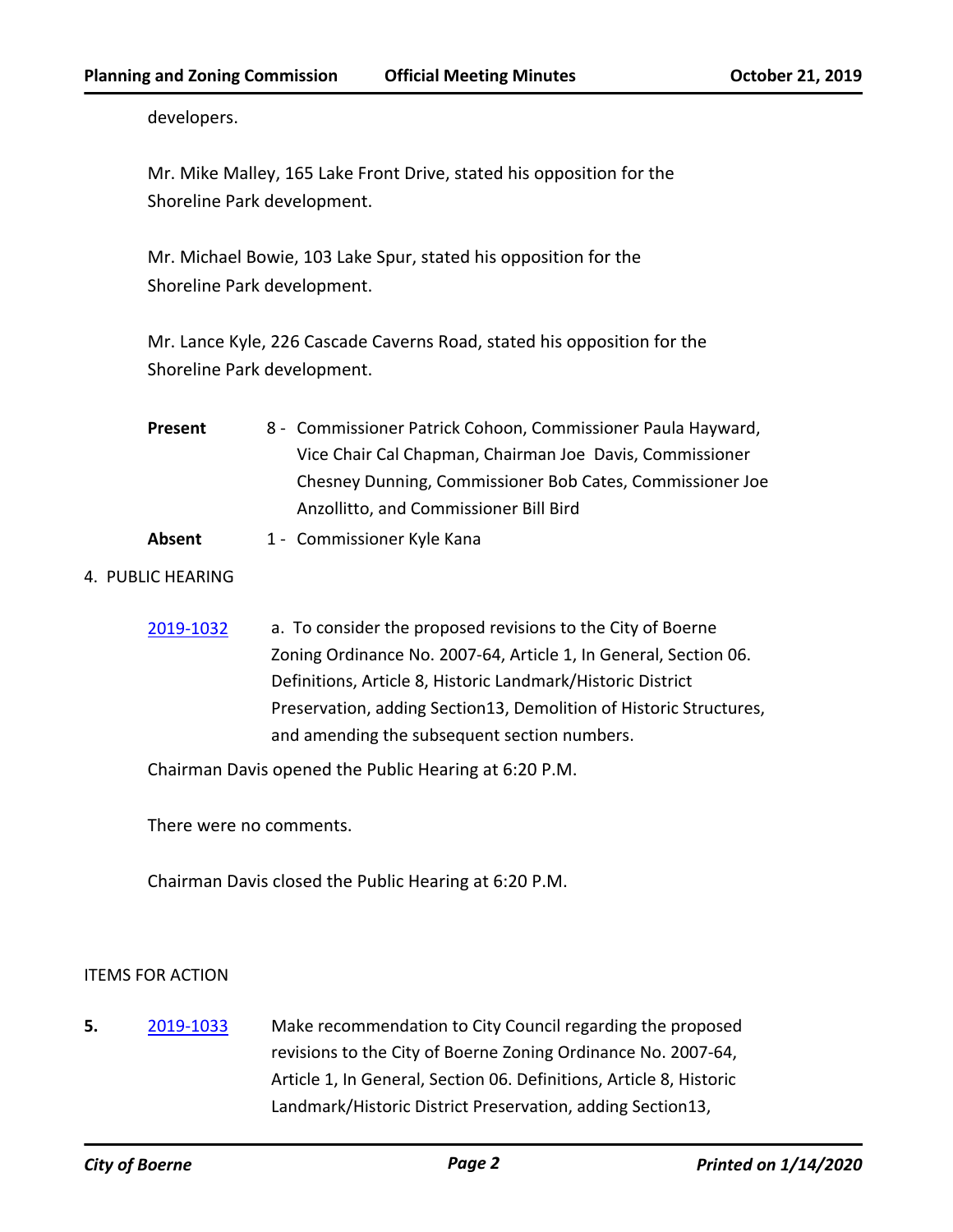developers.

Mr. Mike Malley, 165 Lake Front Drive, stated his opposition for the Shoreline Park development.

Mr. Michael Bowie, 103 Lake Spur, stated his opposition for the Shoreline Park development.

Mr. Lance Kyle, 226 Cascade Caverns Road, stated his opposition for the Shoreline Park development.

| | |
|---|---|
| **Present** | 8 - Commissioner Patrick Cohoon, Commissioner Paula Hayward, Vice Chair Cal Chapman, Chairman Joe Davis, Commissioner Chesney Dunning, Commissioner Bob Cates, Commissioner Joe Anzollitto, and Commissioner Bill Bird |
| **Absent** | 1 - Commissioner Kyle Kana |

4. PUBLIC HEARING

2019-1032 a. To consider the proposed revisions to the City of Boerne Zoning Ordinance No. 2007-64, Article 1, In General, Section 06. Definitions, Article 8, Historic Landmark/Historic District Preservation, adding Section13, Demolition of Historic Structures, and amending the subsequent section numbers.

Chairman Davis opened the Public Hearing at 6:20 P.M.

There were no comments.

Chairman Davis closed the Public Hearing at 6:20 P.M.

ITEMS FOR ACTION

**5.** 2019-1033 Make recommendation to City Council regarding the proposed revisions to the City of Boerne Zoning Ordinance No. 2007-64, Article 1, In General, Section 06. Definitions, Article 8, Historic Landmark/Historic District Preservation, adding Section13,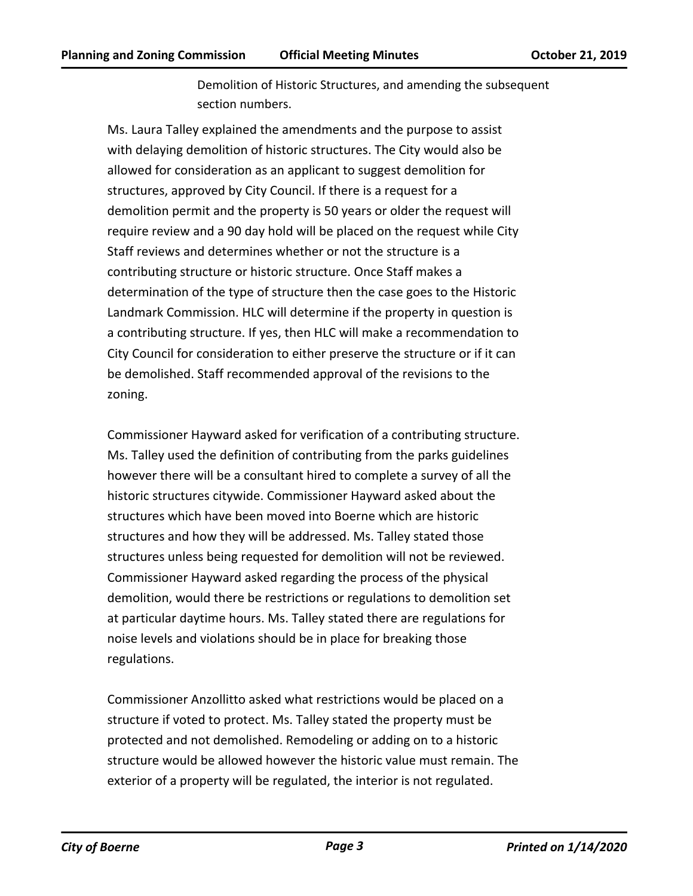Demolition of Historic Structures, and amending the subsequent section numbers.

Ms. Laura Talley explained the amendments and the purpose to assist with delaying demolition of historic structures. The City would also be allowed for consideration as an applicant to suggest demolition for structures, approved by City Council. If there is a request for a demolition permit and the property is 50 years or older the request will require review and a 90 day hold will be placed on the request while City Staff reviews and determines whether or not the structure is a contributing structure or historic structure. Once Staff makes a determination of the type of structure then the case goes to the Historic Landmark Commission. HLC will determine if the property in question is a contributing structure. If yes, then HLC will make a recommendation to City Council for consideration to either preserve the structure or if it can be demolished. Staff recommended approval of the revisions to the zoning.

Commissioner Hayward asked for verification of a contributing structure. Ms. Talley used the definition of contributing from the parks guidelines however there will be a consultant hired to complete a survey of all the historic structures citywide. Commissioner Hayward asked about the structures which have been moved into Boerne which are historic structures and how they will be addressed. Ms. Talley stated those structures unless being requested for demolition will not be reviewed. Commissioner Hayward asked regarding the process of the physical demolition, would there be restrictions or regulations to demolition set at particular daytime hours. Ms. Talley stated there are regulations for noise levels and violations should be in place for breaking those regulations.

Commissioner Anzollitto asked what restrictions would be placed on a structure if voted to protect. Ms. Talley stated the property must be protected and not demolished. Remodeling or adding on to a historic structure would be allowed however the historic value must remain. The exterior of a property will be regulated, the interior is not regulated.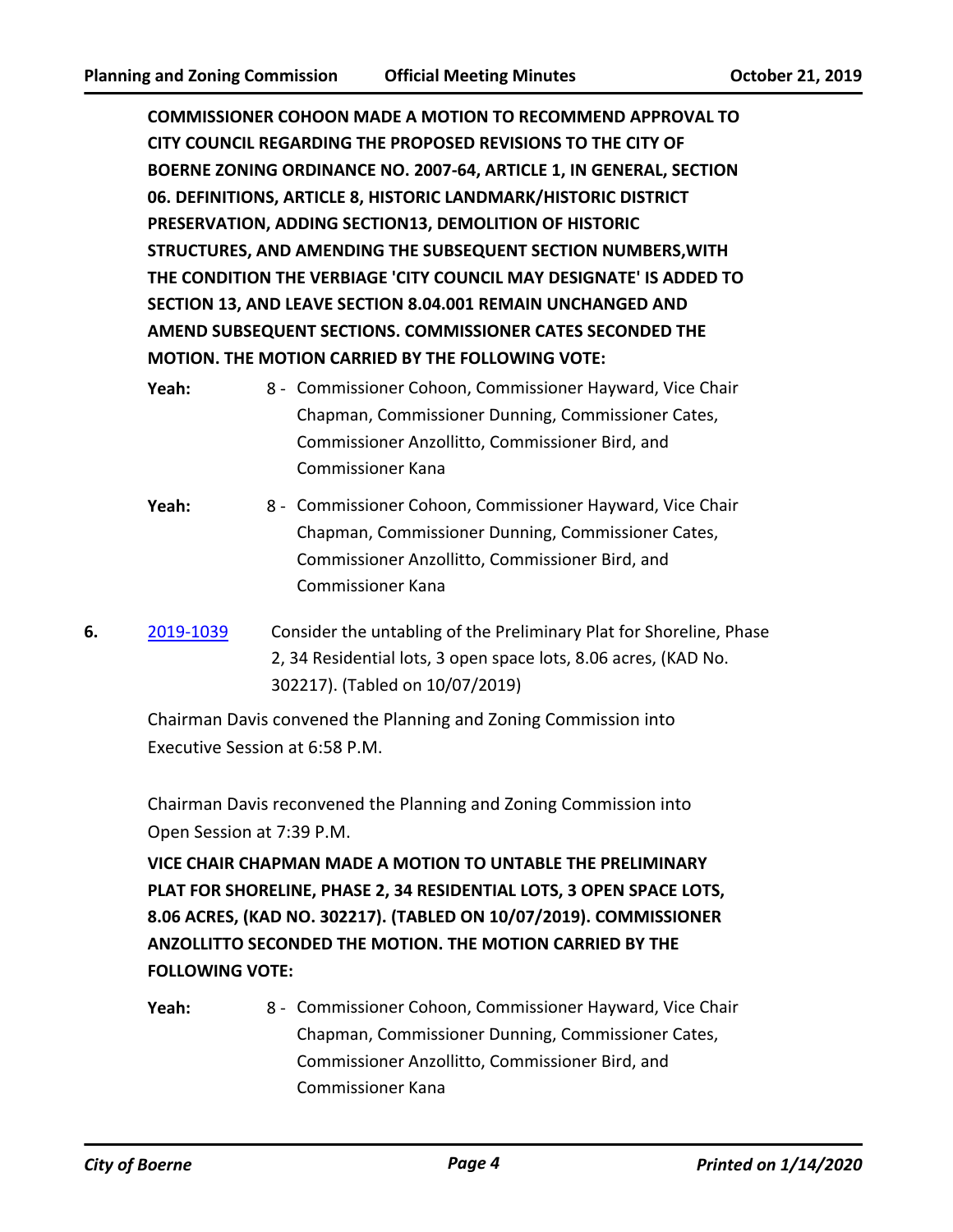**COMMISSIONER COHOON MADE A MOTION TO RECOMMEND APPROVAL TO CITY COUNCIL REGARDING THE PROPOSED REVISIONS TO THE CITY OF BOERNE ZONING ORDINANCE NO. 2007-64, ARTICLE 1, IN GENERAL, SECTION 06. DEFINITIONS, ARTICLE 8, HISTORIC LANDMARK/HISTORIC DISTRICT PRESERVATION, ADDING SECTION13, DEMOLITION OF HISTORIC STRUCTURES, AND AMENDING THE SUBSEQUENT SECTION NUMBERS,WITH THE CONDITION THE VERBIAGE 'CITY COUNCIL MAY DESIGNATE' IS ADDED TO SECTION 13, AND LEAVE SECTION 8.04.001 REMAIN UNCHANGED AND AMEND SUBSEQUENT SECTIONS. COMMISSIONER CATES SECONDED THE MOTION. THE MOTION CARRIED BY THE FOLLOWING VOTE:**

**Yeah:** 8 - Commissioner Cohoon, Commissioner Hayward, Vice Chair Chapman, Commissioner Dunning, Commissioner Cates, Commissioner Anzollitto, Commissioner Bird, and Commissioner Kana

**Yeah:** 8 - Commissioner Cohoon, Commissioner Hayward, Vice Chair Chapman, Commissioner Dunning, Commissioner Cates, Commissioner Anzollitto, Commissioner Bird, and Commissioner Kana

**6.** [2019-1039](2019-1039) Consider the untabling of the Preliminary Plat for Shoreline, Phase 2, 34 Residential lots, 3 open space lots, 8.06 acres, (KAD No. 302217). (Tabled on 10/07/2019)

Chairman Davis convened the Planning and Zoning Commission into Executive Session at 6:58 P.M.

Chairman Davis reconvened the Planning and Zoning Commission into Open Session at 7:39 P.M.

**VICE CHAIR CHAPMAN MADE A MOTION TO UNTABLE THE PRELIMINARY PLAT FOR SHORELINE, PHASE 2, 34 RESIDENTIAL LOTS, 3 OPEN SPACE LOTS, 8.06 ACRES, (KAD NO. 302217). (TABLED ON 10/07/2019). COMMISSIONER ANZOLLITTO SECONDED THE MOTION. THE MOTION CARRIED BY THE FOLLOWING VOTE:**

**Yeah:** 8 - Commissioner Cohoon, Commissioner Hayward, Vice Chair Chapman, Commissioner Dunning, Commissioner Cates, Commissioner Anzollitto, Commissioner Bird, and Commissioner Kana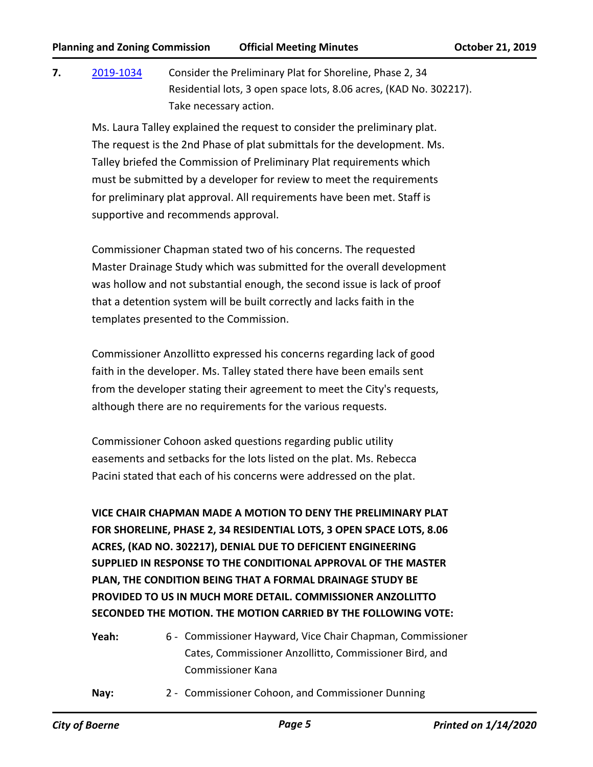**7.** [2019-1034](2019-1034) Consider the Preliminary Plat for Shoreline, Phase 2, 34 Residential lots, 3 open space lots, 8.06 acres, (KAD No. 302217). Take necessary action.

Ms. Laura Talley explained the request to consider the preliminary plat. The request is the 2nd Phase of plat submittals for the development. Ms. Talley briefed the Commission of Preliminary Plat requirements which must be submitted by a developer for review to meet the requirements for preliminary plat approval. All requirements have been met. Staff is supportive and recommends approval.

Commissioner Chapman stated two of his concerns. The requested Master Drainage Study which was submitted for the overall development was hollow and not substantial enough, the second issue is lack of proof that a detention system will be built correctly and lacks faith in the templates presented to the Commission.

Commissioner Anzollitto expressed his concerns regarding lack of good faith in the developer. Ms. Talley stated there have been emails sent from the developer stating their agreement to meet the City's requests, although there are no requirements for the various requests.

Commissioner Cohoon asked questions regarding public utility easements and setbacks for the lots listed on the plat. Ms. Rebecca Pacini stated that each of his concerns were addressed on the plat.

**VICE CHAIR CHAPMAN MADE A MOTION TO DENY THE PRELIMINARY PLAT FOR SHORELINE, PHASE 2, 34 RESIDENTIAL LOTS, 3 OPEN SPACE LOTS, 8.06 ACRES, (KAD NO. 302217), DENIAL DUE TO DEFICIENT ENGINEERING SUPPLIED IN RESPONSE TO THE CONDITIONAL APPROVAL OF THE MASTER PLAN, THE CONDITION BEING THAT A FORMAL DRAINAGE STUDY BE PROVIDED TO US IN MUCH MORE DETAIL. COMMISSIONER ANZOLLITTO SECONDED THE MOTION. THE MOTION CARRIED BY THE FOLLOWING VOTE:**

**Yeah:** 6 - Commissioner Hayward, Vice Chair Chapman, Commissioner Cates, Commissioner Anzollitto, Commissioner Bird, and Commissioner Kana

**Nay:** 2 - Commissioner Cohoon, and Commissioner Dunning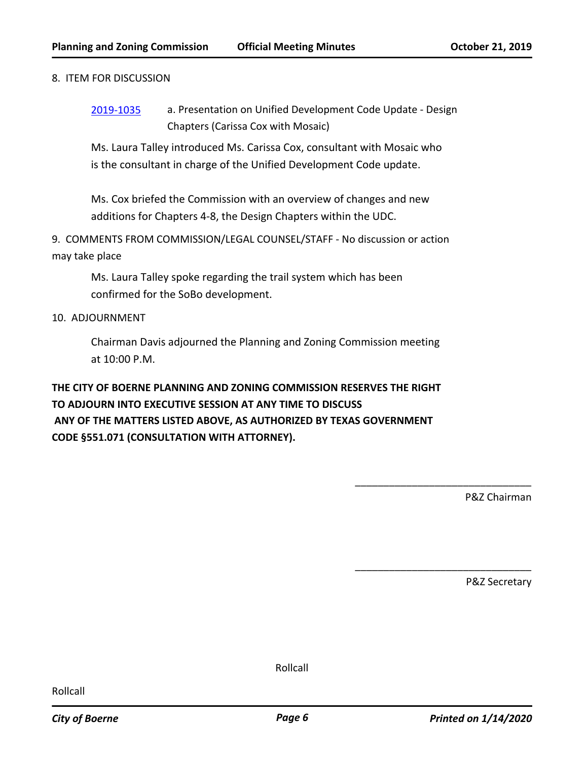8. ITEM FOR DISCUSSION

2019-1035 a. Presentation on Unified Development Code Update - Design Chapters (Carissa Cox with Mosaic)

Ms. Laura Talley introduced Ms. Carissa Cox, consultant with Mosaic who is the consultant in charge of the Unified Development Code update.

Ms. Cox briefed the Commission with an overview of changes and new additions for Chapters 4-8, the Design Chapters within the UDC.

9. COMMENTS FROM COMMISSION/LEGAL COUNSEL/STAFF - No discussion or action may take place

Ms. Laura Talley spoke regarding the trail system which has been confirmed for the SoBo development.

10. ADJOURNMENT

Chairman Davis adjourned the Planning and Zoning Commission meeting at 10:00 P.M.

**THE CITY OF BOERNE PLANNING AND ZONING COMMISSION RESERVES THE RIGHT TO ADJOURN INTO EXECUTIVE SESSION AT ANY TIME TO DISCUSS ANY OF THE MATTERS LISTED ABOVE, AS AUTHORIZED BY TEXAS GOVERNMENT CODE §551.071 (CONSULTATION WITH ATTORNEY).**

\_\_\_\_\_\_\_\_\_\_\_\_\_\_\_\_\_\_\_\_\_\_\_\_\_\_\_\_\_\_\_\_

P&Z Chairman

\_\_\_\_\_\_\_\_\_\_\_\_\_\_\_\_\_\_\_\_\_\_\_\_\_\_\_\_\_\_\_\_

P&Z Secretary

Rollcall

Rollcall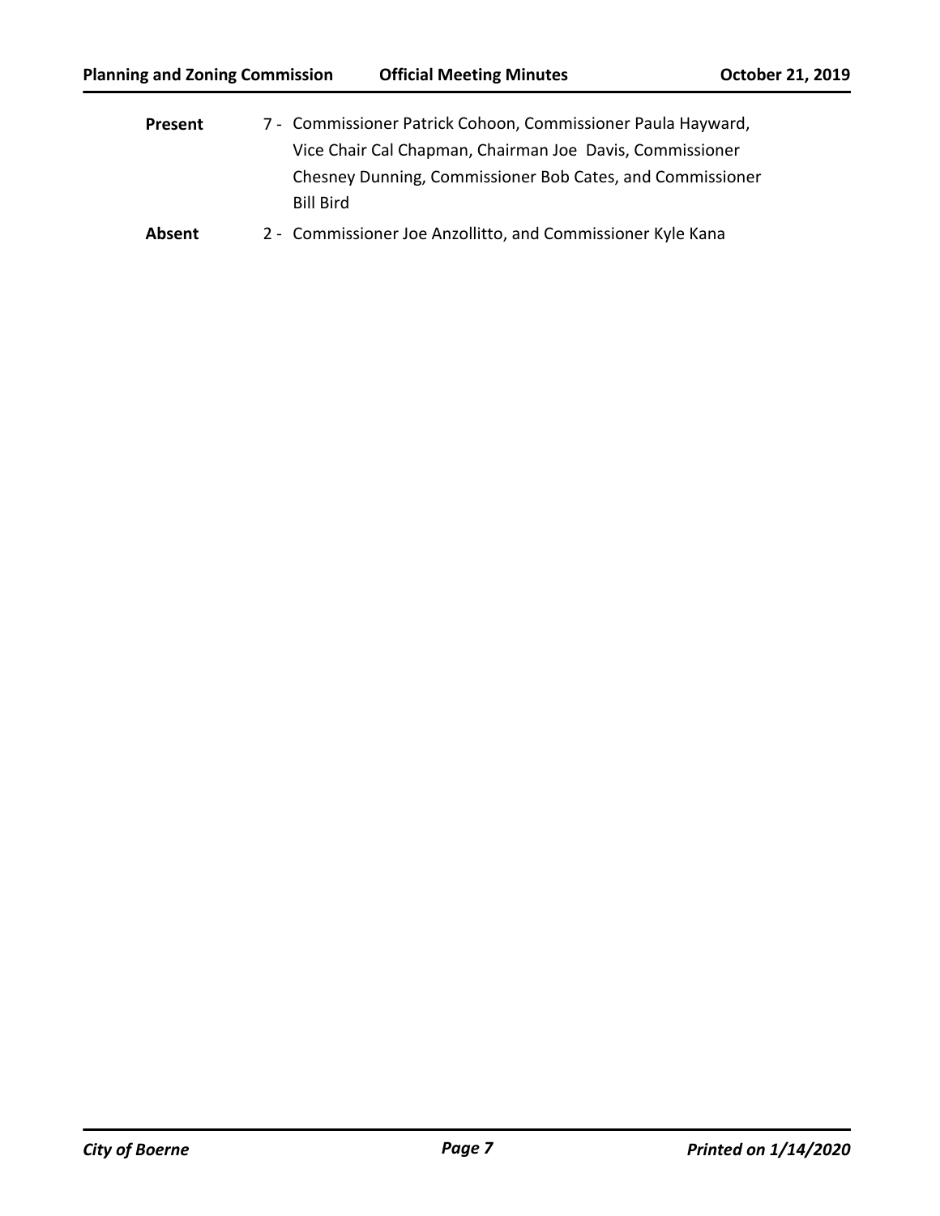| | | |
|---|---|---|
| **Present** | 7 - | Commissioner Patrick Cohoon, Commissioner Paula Hayward, Vice Chair Cal Chapman, Chairman Joe Davis, Commissioner Chesney Dunning, Commissioner Bob Cates, and Commissioner Bill Bird |
| **Absent** | 2 - | Commissioner Joe Anzollitto, and Commissioner Kyle Kana |